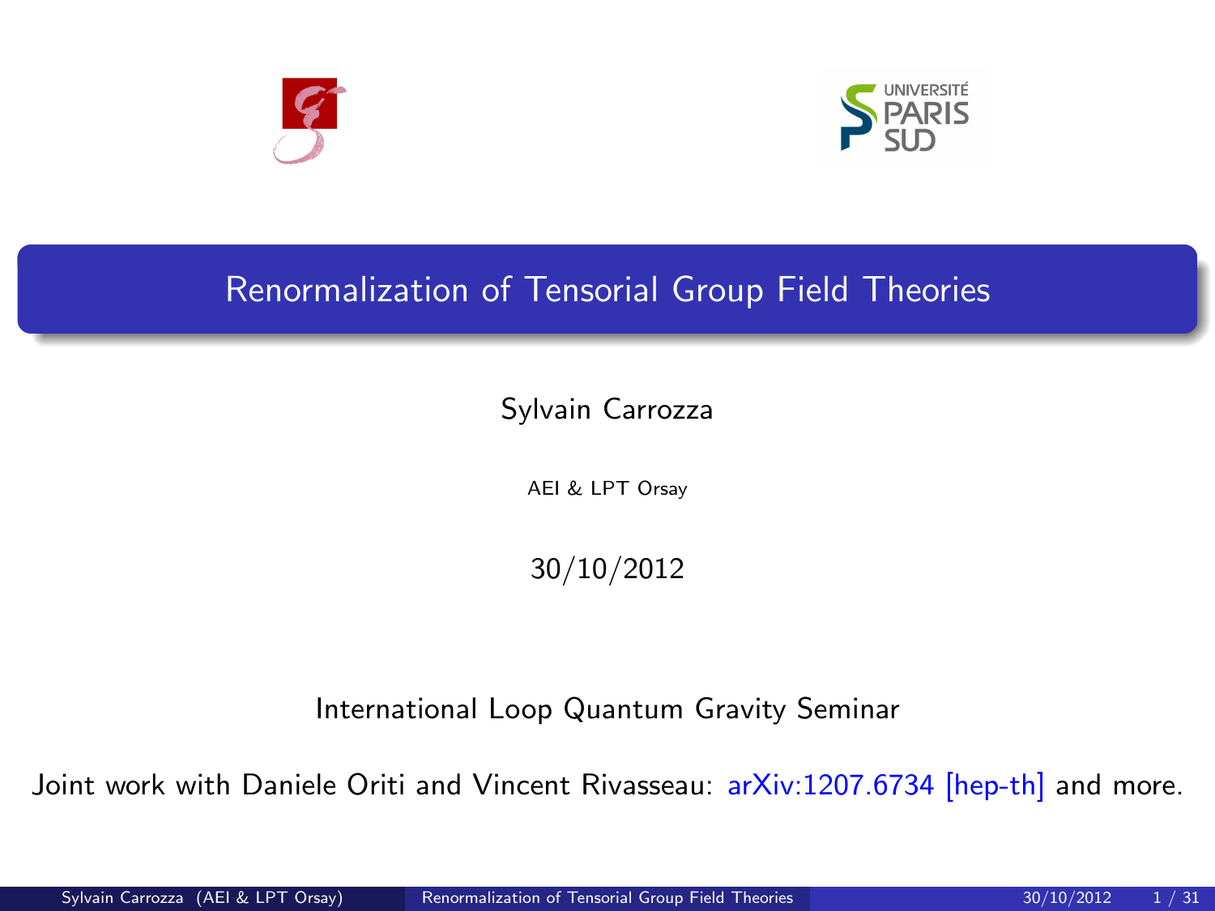# Renormalization of Tensorial Group Field Theories

Sylvain Carrozza

AEI & LPT Orsay

30/10/2012

International Loop Quantum Gravity Seminar

Joint work with Daniele Oriti and Vincent Rivasseau: arXiv:1207.6734 [hep-th] and more.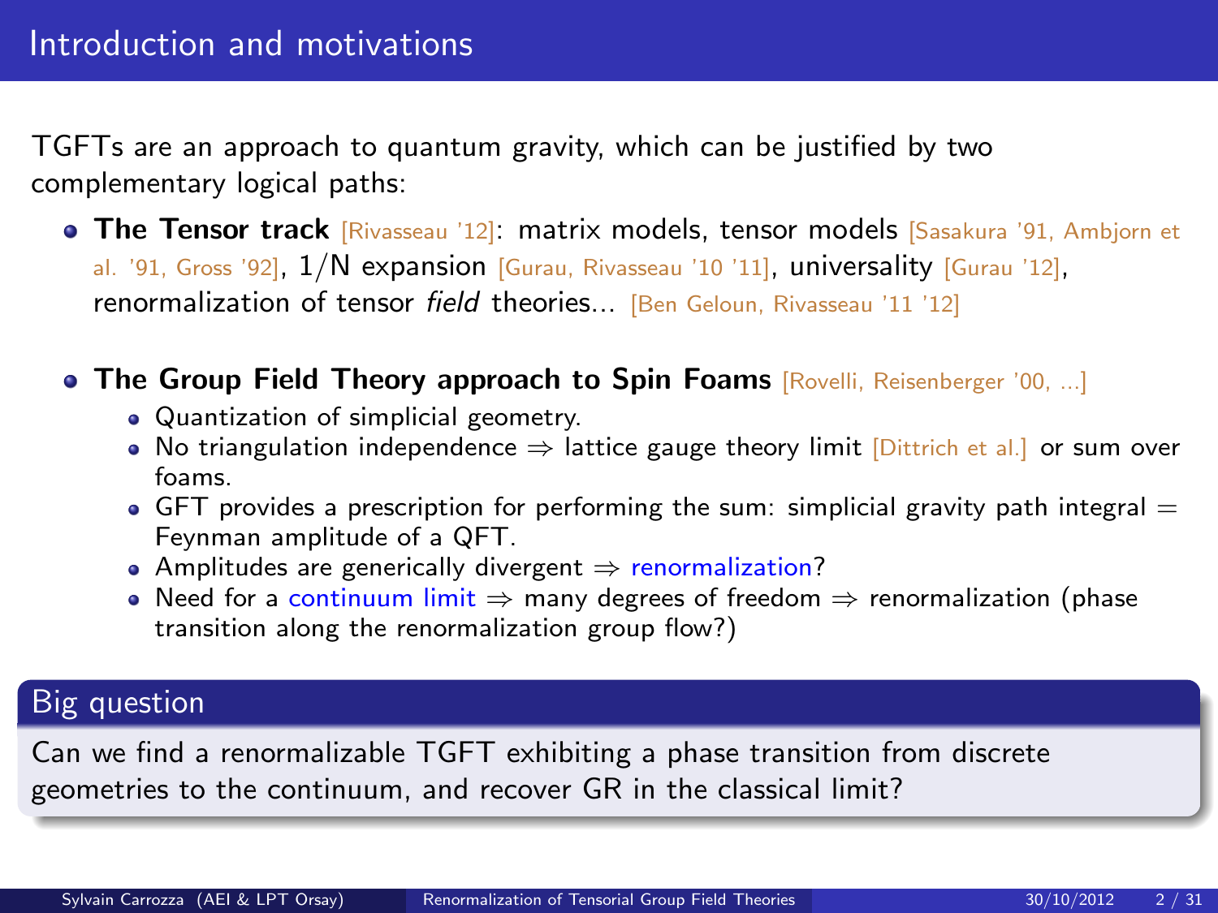# Introduction and motivations

TGFTs are an approach to quantum gravity, which can be justified by two complementary logical paths:

- **The Tensor track** [Rivasseau '12]: matrix models, tensor models [Sasakura '91, Ambjorn et al. '91, Gross '92], $1/N$ expansion [Gurau, Rivasseau '10 '11], universality [Gurau '12], renormalization of tensor *field* theories... [Ben Geloun, Rivasseau '11 '12]

- **The Group Field Theory approach to Spin Foams** [Rovelli, Reisenberger '00, ...]
  - Quantization of simplicial geometry.
  - No triangulation independence ⇒ lattice gauge theory limit [Dittrich et al.] or sum over foams.
  - GFT provides a prescription for performing the sum: simplicial gravity path integral = Feynman amplitude of a QFT.
  - Amplitudes are generically divergent ⇒ renormalization?
  - Need for a continuum limit ⇒ many degrees of freedom ⇒ renormalization (phase transition along the renormalization group flow?)

## Big question

Can we find a renormalizable TGFT exhibiting a phase transition from discrete geometries to the continuum, and recover GR in the classical limit?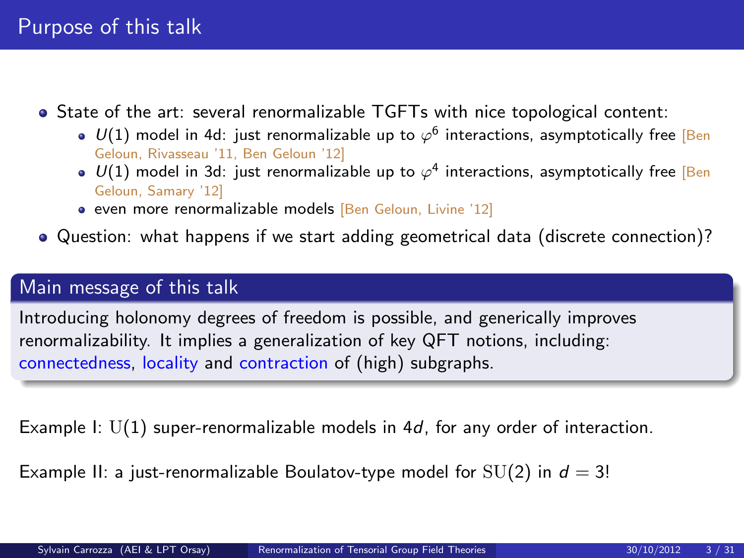# Purpose of this talk

- State of the art: several renormalizable TGFTs with nice topological content:
  - $U(1)$ model in 4d: just renormalizable up to $\varphi^6$ interactions, asymptotically free [Ben Geloun, Rivasseau '11, Ben Geloun '12]
  - $U(1)$ model in 3d: just renormalizable up to $\varphi^4$ interactions, asymptotically free [Ben Geloun, Samary '12]
  - even more renormalizable models [Ben Geloun, Livine '12]
- Question: what happens if we start adding geometrical data (discrete connection)?

## Main message of this talk

Introducing holonomy degrees of freedom is possible, and generically improves renormalizability. It implies a generalization of key QFT notions, including: connectedness, locality and contraction of (high) subgraphs.

Example I: $\mathrm{U}(1)$ super-renormalizable models in $4d$, for any order of interaction.

Example II: a just-renormalizable Boulatov-type model for $\mathrm{SU}(2)$ in $d = 3$!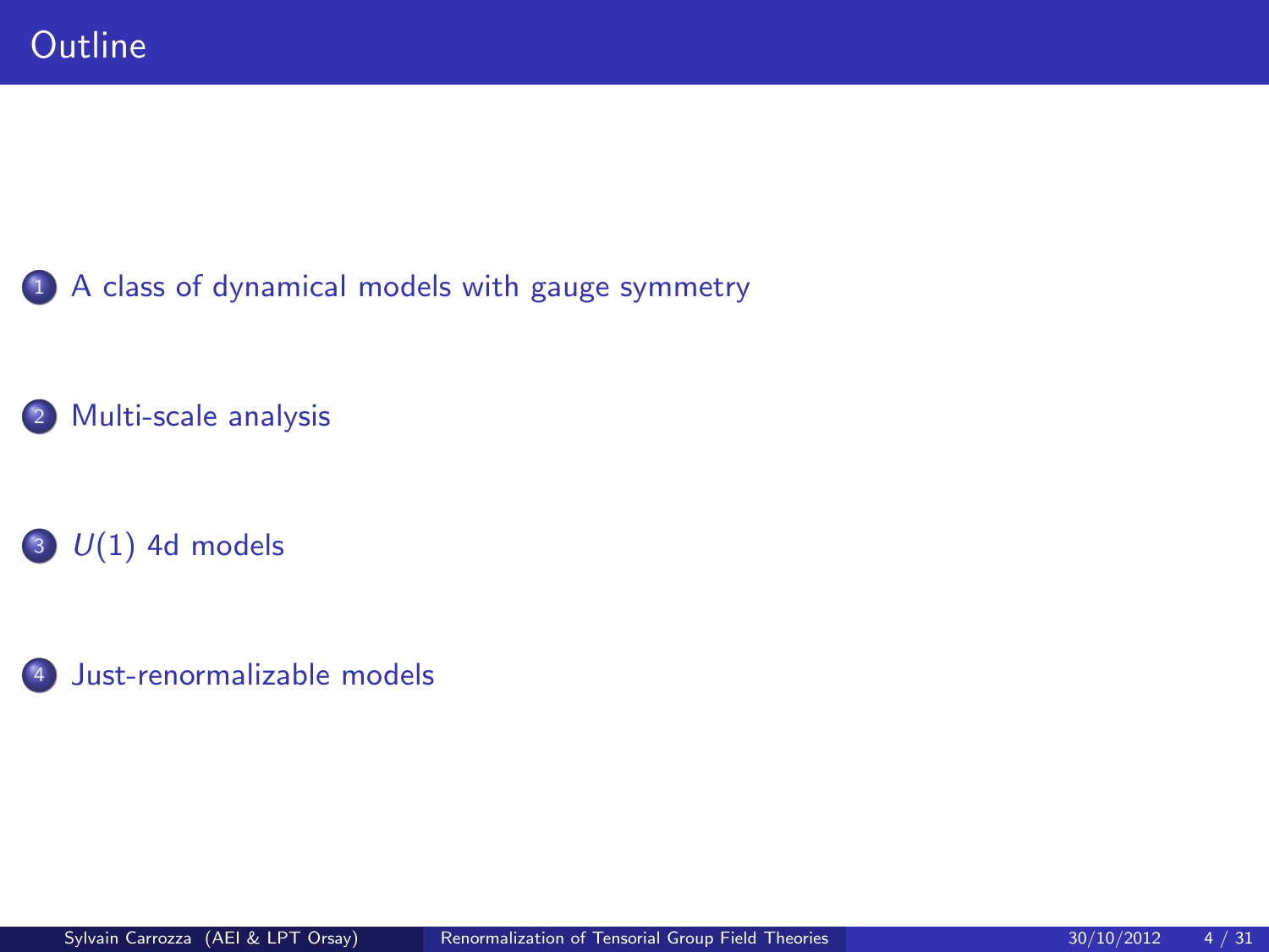# Outline

1. A class of dynamical models with gauge symmetry

2. Multi-scale analysis

3. $U(1)$ 4d models

4. Just-renormalizable models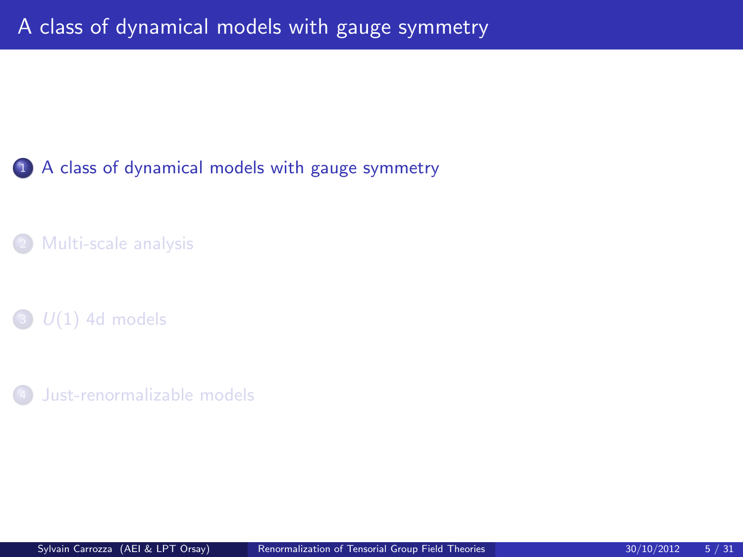# A class of dynamical models with gauge symmetry

1. A class of dynamical models with gauge symmetry
2. Multi-scale analysis
3. $U(1)$ 4d models
4. Just-renormalizable models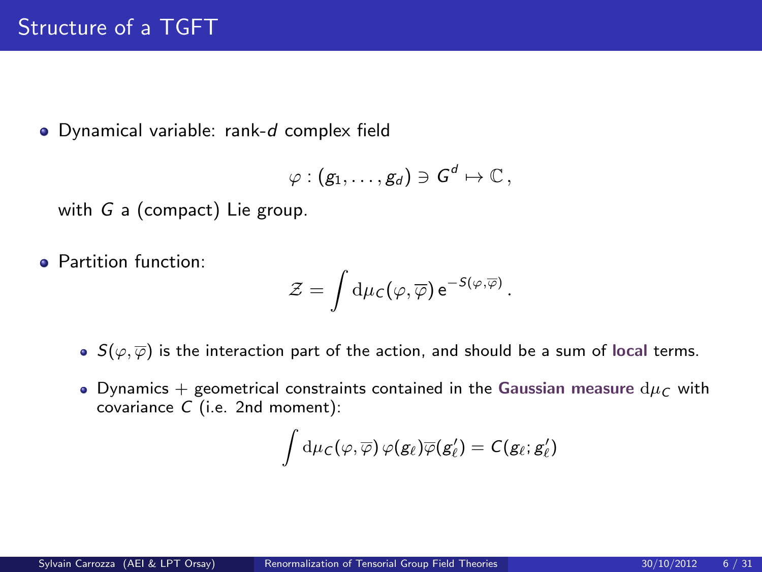# Structure of a TGFT

- Dynamical variable: rank-$d$ complex field

$$\varphi : (g_1, \ldots, g_d) \ni G^d \mapsto \mathbb{C} \,,$$

with $G$ a (compact) Lie group.

- Partition function:

$$\mathcal{Z} = \int \mathrm{d}\mu_C(\varphi, \overline{\varphi}) \, \mathrm{e}^{-S(\varphi, \overline{\varphi})} \,.$$

  - $S(\varphi, \overline{\varphi})$ is the interaction part of the action, and should be a sum of **local** terms.
  - Dynamics + geometrical constraints contained in the **Gaussian measure** $\mathrm{d}\mu_C$ with covariance $C$ (i.e. 2nd moment):

$$\int \mathrm{d}\mu_C(\varphi, \overline{\varphi}) \, \varphi(g_\ell) \overline{\varphi}(g'_\ell) = C(g_\ell ; g'_\ell)$$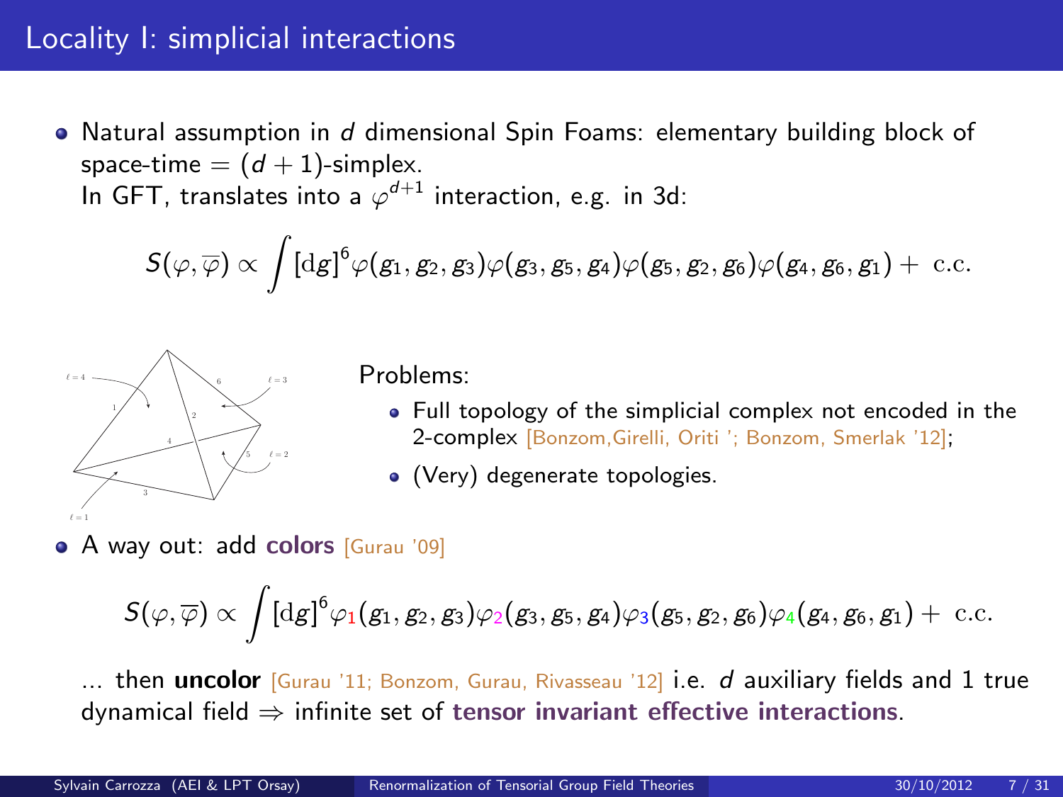# Locality I: simplicial interactions

- Natural assumption in $d$ dimensional Spin Foams: elementary building block of space-time = $(d+1)$-simplex.
  In GFT, translates into a $\varphi^{d+1}$ interaction, e.g. in 3d:

$$S(\varphi, \overline{\varphi}) \propto \int [\mathrm{d}g]^6 \varphi(g_1, g_2, g_3)\varphi(g_3, g_5, g_4)\varphi(g_5, g_2, g_6)\varphi(g_4, g_6, g_1) + \text{ c.c.}$$

Problems:

- Full topology of the simplicial complex not encoded in the 2-complex [Bonzom,Girelli, Oriti '; Bonzom, Smerlak '12];
- (Very) degenerate topologies.

- A way out: add **colors** [Gurau '09]

$$S(\varphi, \overline{\varphi}) \propto \int [\mathrm{d}g]^6 \varphi_1(g_1, g_2, g_3)\varphi_2(g_3, g_5, g_4)\varphi_3(g_5, g_2, g_6)\varphi_4(g_4, g_6, g_1) + \text{ c.c.}$$

... then **uncolor** [Gurau '11; Bonzom, Gurau, Rivasseau '12] i.e. $d$ auxiliary fields and 1 true dynamical field $\Rightarrow$ infinite set of **tensor invariant effective interactions**.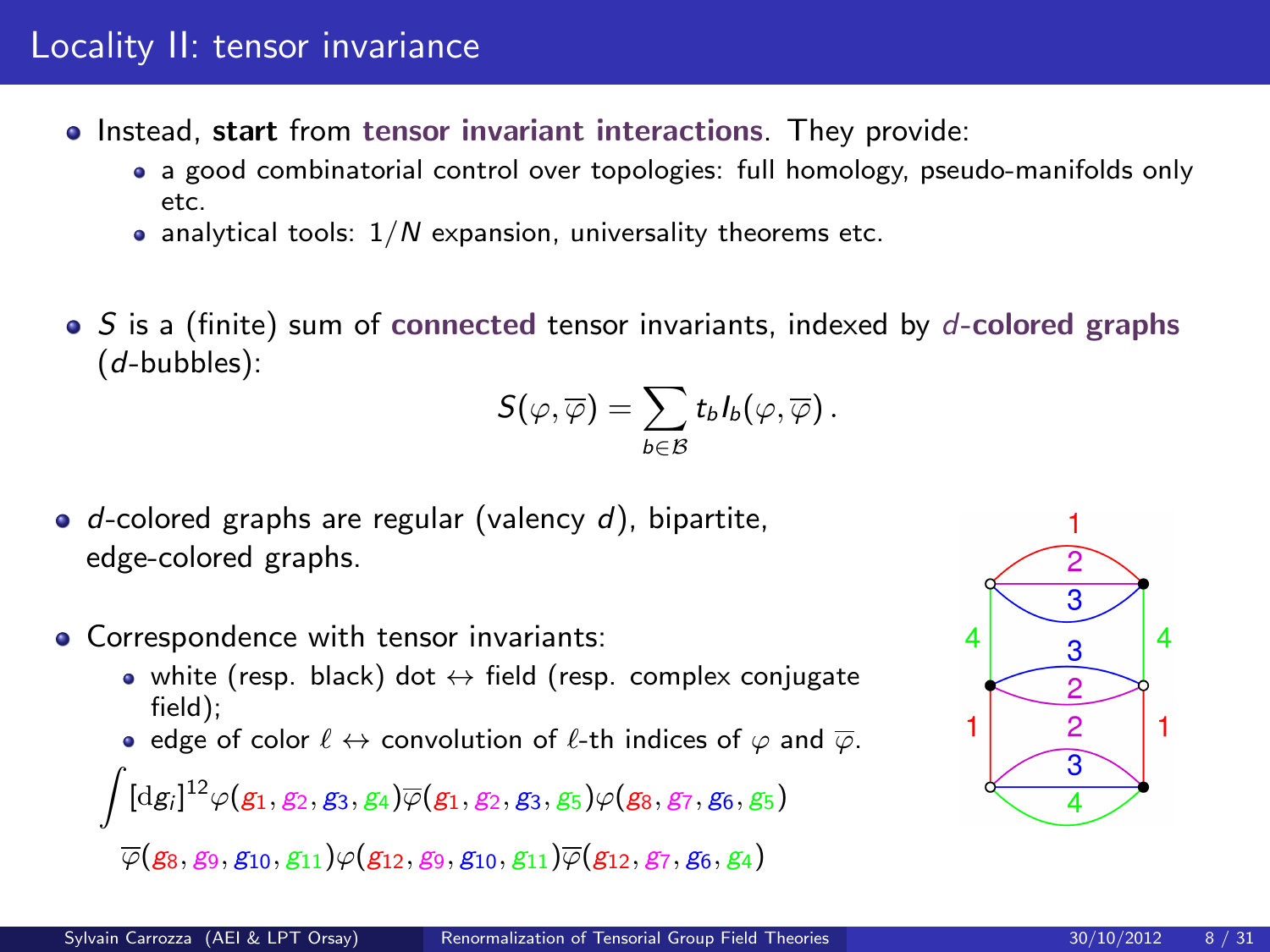# Locality II: tensor invariance

- Instead, **start** from **tensor invariant interactions**. They provide:
  - a good combinatorial control over topologies: full homology, pseudo-manifolds only etc.
  - analytical tools: $1/N$ expansion, universality theorems etc.

- $S$ is a (finite) sum of **connected** tensor invariants, indexed by $d$-**colored graphs** ($d$-bubbles):

$$S(\varphi, \overline{\varphi}) = \sum_{b \in \mathcal{B}} t_b I_b(\varphi, \overline{\varphi}) \,.$$

- $d$-colored graphs are regular (valency $d$), bipartite, edge-colored graphs.

- Correspondence with tensor invariants:
  - white (resp. black) dot $\leftrightarrow$ field (resp. complex conjugate field);
  - edge of color $\ell$ $\leftrightarrow$ convolution of $\ell$-th indices of $\varphi$ and $\overline{\varphi}$.

$$\int [\mathrm{d}g_i]^{12} \varphi(g_1, g_2, g_3, g_4) \overline{\varphi}(g_1, g_2, g_3, g_5) \varphi(g_8, g_7, g_6, g_5)$$
$$\overline{\varphi}(g_8, g_9, g_{10}, g_{11}) \varphi(g_{12}, g_9, g_{10}, g_{11}) \overline{\varphi}(g_{12}, g_7, g_6, g_4)$$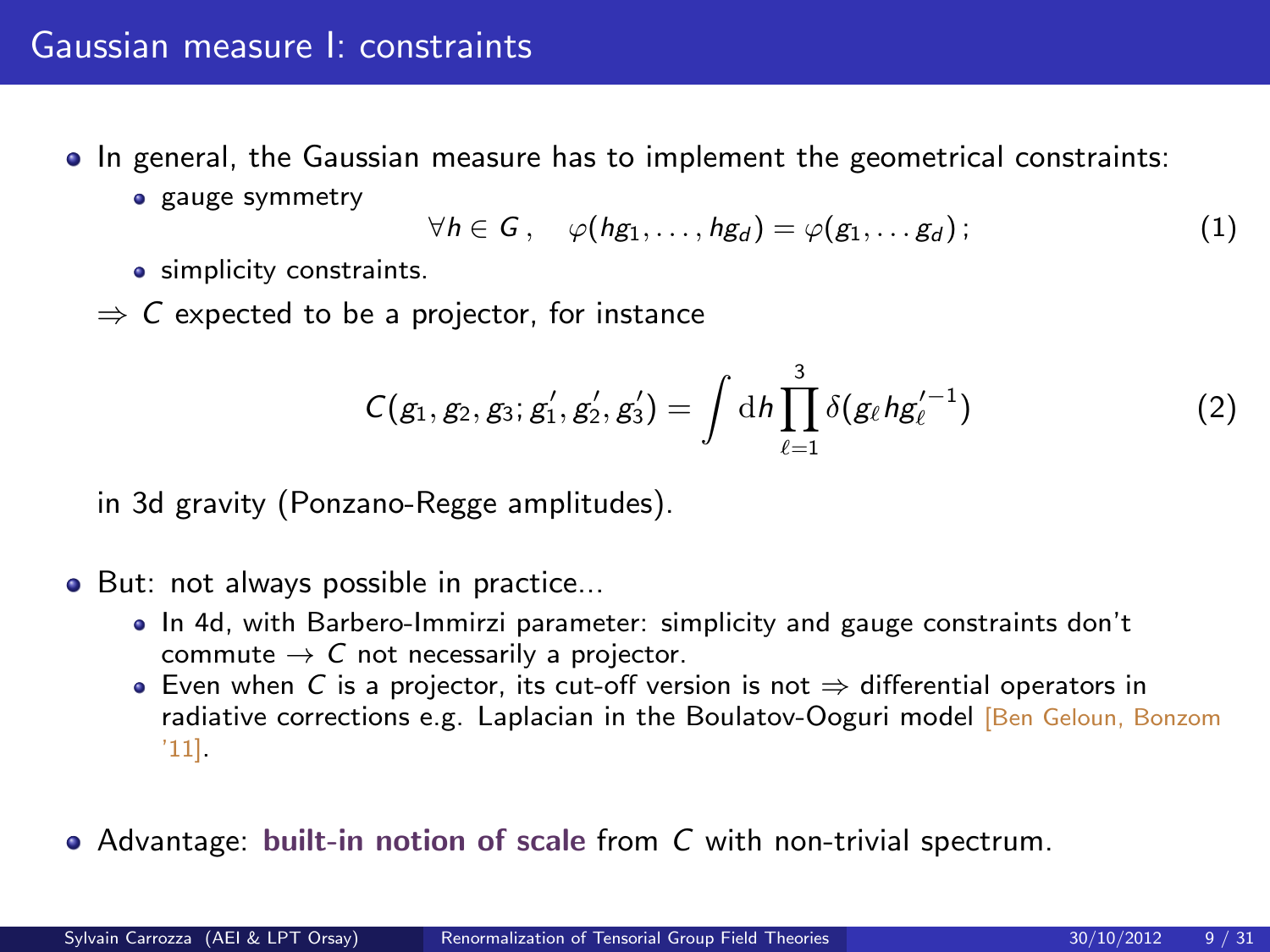# Gaussian measure I: constraints

- In general, the Gaussian measure has to implement the geometrical constraints:
  - gauge symmetry
    $$\forall h \in G\,, \quad \varphi(hg_1, \dots, hg_d) = \varphi(g_1, \dots g_d)\,; \tag{1}$$
  - simplicity constraints.

  $\Rightarrow$ $C$ expected to be a projector, for instance

  $$C(g_1, g_2, g_3; g_1', g_2', g_3') = \int \mathrm{d}h \prod_{\ell=1}^{3} \delta(g_\ell h g_\ell'^{-1}) \tag{2}$$

  in 3d gravity (Ponzano-Regge amplitudes).

- But: not always possible in practice...
  - In 4d, with Barbero-Immirzi parameter: simplicity and gauge constraints don't commute $\rightarrow$ $C$ not necessarily a projector.
  - Even when $C$ is a projector, its cut-off version is not $\Rightarrow$ differential operators in radiative corrections e.g. Laplacian in the Boulatov-Ooguri model [Ben Geloun, Bonzom '11].

- Advantage: **built-in notion of scale** from $C$ with non-trivial spectrum.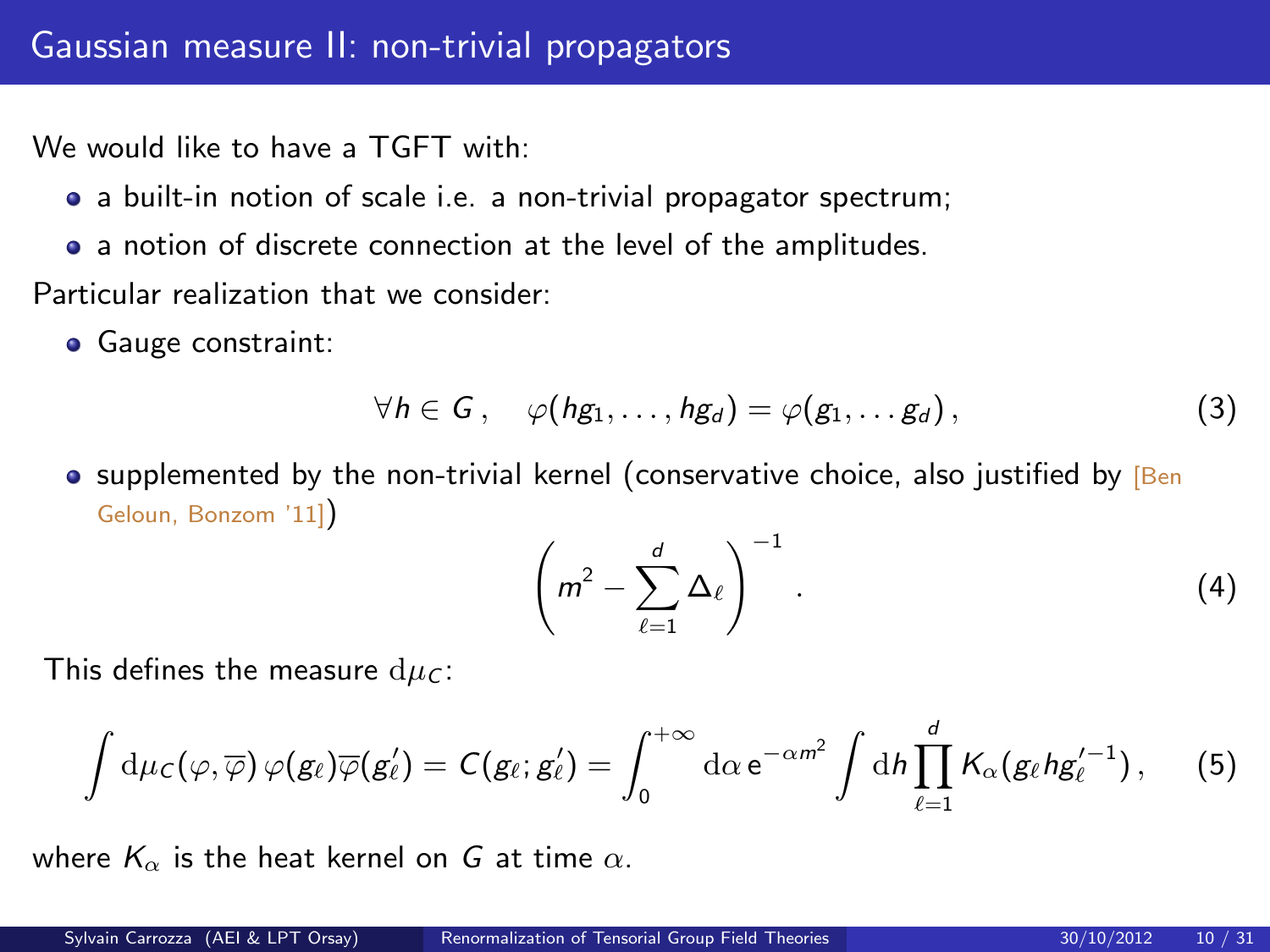# Gaussian measure II: non-trivial propagators

We would like to have a TGFT with:

- a built-in notion of scale i.e. a non-trivial propagator spectrum;
- a notion of discrete connection at the level of the amplitudes.

Particular realization that we consider:

- Gauge constraint:

$$\forall h \in G \,, \quad \varphi(hg_1, \ldots, hg_d) = \varphi(g_1, \ldots g_d) \,, \tag{3}$$

- supplemented by the non-trivial kernel (conservative choice, also justified by [Ben Geloun, Bonzom '11])

$$\left( m^2 - \sum_{\ell=1}^{d} \Delta_\ell \right)^{-1} . \tag{4}$$

This defines the measure $\mathrm{d}\mu_C$:

$$\int \mathrm{d}\mu_C(\varphi, \overline{\varphi}) \, \varphi(g_\ell) \overline{\varphi}(g'_\ell) = C(g_\ell; g'_\ell) = \int_0^{+\infty} \mathrm{d}\alpha \, \mathrm{e}^{-\alpha m^2} \int \mathrm{d}h \prod_{\ell=1}^{d} K_\alpha(g_\ell h g'^{-1}_\ell) \,, \tag{5}$$

where $K_\alpha$ is the heat kernel on $G$ at time $\alpha$.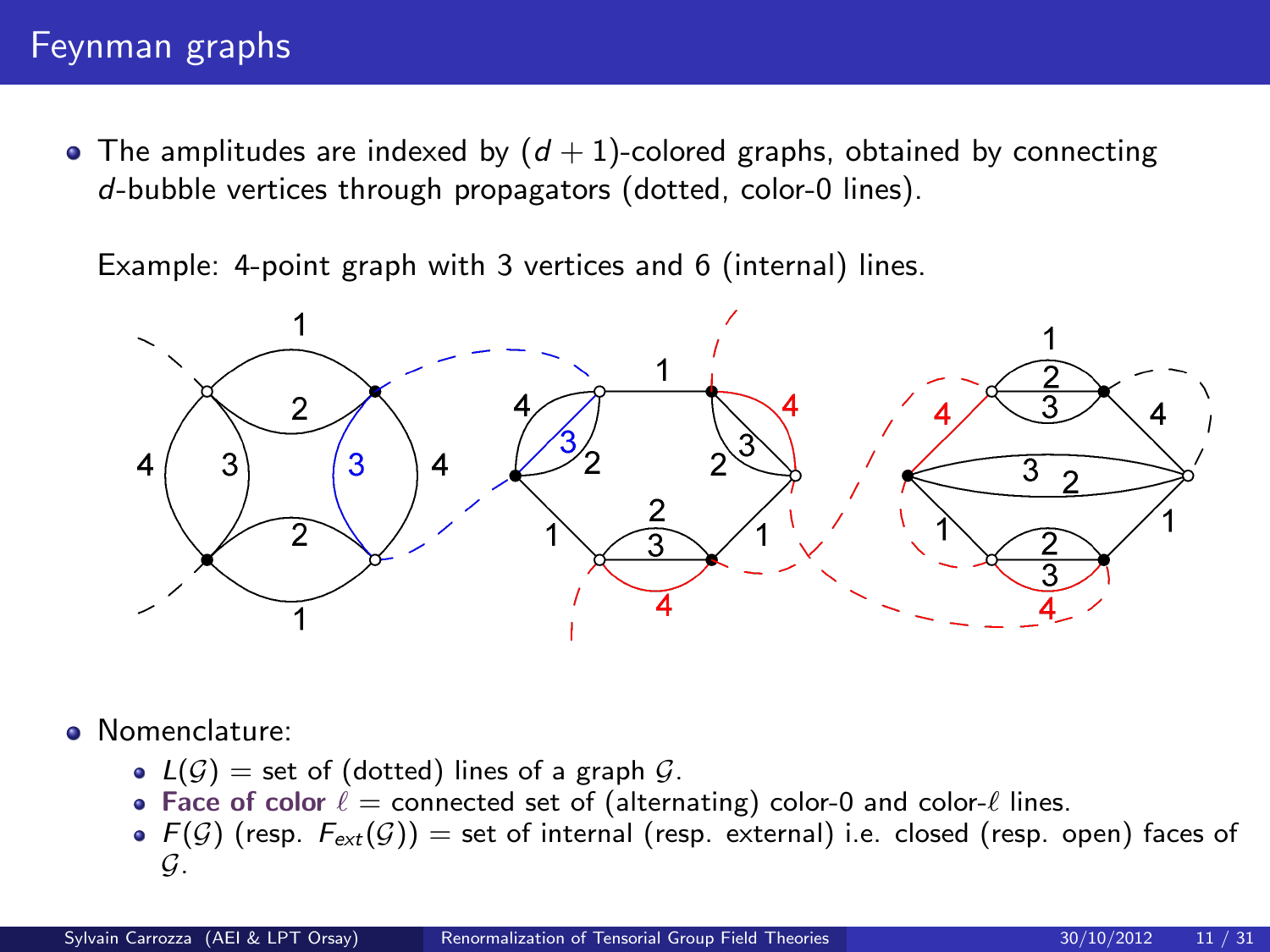# Feynman graphs

- The amplitudes are indexed by $(d+1)$-colored graphs, obtained by connecting $d$-bubble vertices through propagators (dotted, color-0 lines).

  Example: 4-point graph with 3 vertices and 6 (internal) lines.

- Nomenclature:
  - $L(\mathcal{G})$ = set of (dotted) lines of a graph $\mathcal{G}$.
  - **Face of color** $\ell$ = connected set of (alternating) color-0 and color-$\ell$ lines.
  - $F(\mathcal{G})$ (resp. $F_{ext}(\mathcal{G})$) = set of internal (resp. external) i.e. closed (resp. open) faces of $\mathcal{G}$.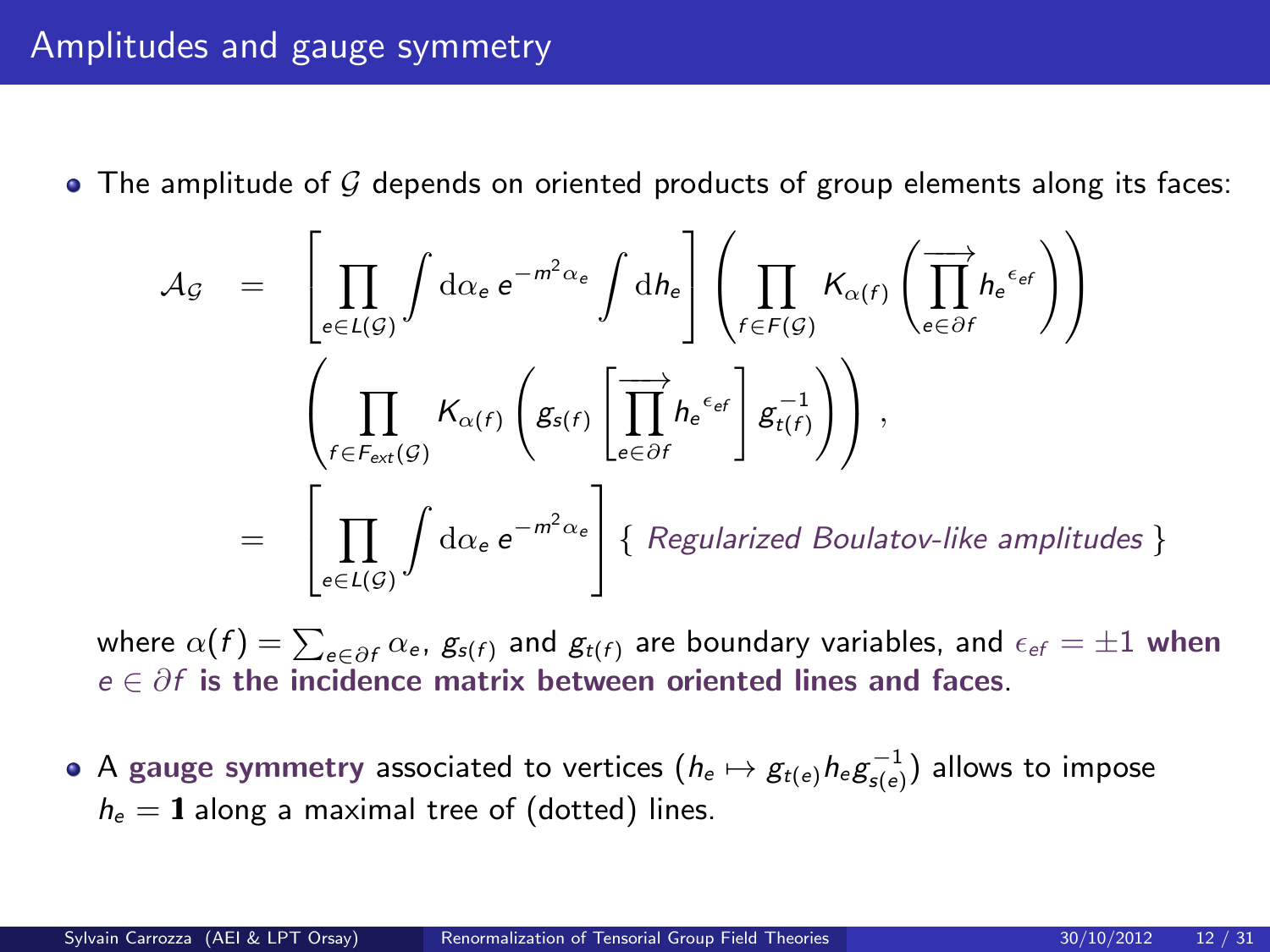# Amplitudes and gauge symmetry

- The amplitude of $\mathcal{G}$ depends on oriented products of group elements along its faces:

$$
\begin{aligned}
\mathcal{A}_{\mathcal{G}} &= \left[ \prod_{e \in L(\mathcal{G})} \int \mathrm{d}\alpha_e \, e^{-m^2 \alpha_e} \int \mathrm{d}h_e \right] \left( \prod_{f \in F(\mathcal{G})} K_{\alpha(f)} \left( \overrightarrow{\prod_{e \in \partial f}} {h_e}^{\epsilon_{ef}} \right) \right) \\
& \quad \left( \prod_{f \in F_{ext}(\mathcal{G})} K_{\alpha(f)} \left( g_{s(f)} \left[ \overrightarrow{\prod_{e \in \partial f}} {h_e}^{\epsilon_{ef}} \right] g_{t(f)}^{-1} \right) \right) , \\
&= \left[ \prod_{e \in L(\mathcal{G})} \int \mathrm{d}\alpha_e \, e^{-m^2 \alpha_e} \right] \{ \textit{ Regularized Boulatov-like amplitudes } \}
\end{aligned}
$$

where $\alpha(f) = \sum_{e \in \partial f} \alpha_e$, $g_{s(f)}$ and $g_{t(f)}$ are boundary variables, and $\epsilon_{ef} = \pm 1$ **when** $e \in \partial f$ **is the incidence matrix between oriented lines and faces**.

- A **gauge symmetry** associated to vertices ($h_e \mapsto g_{t(e)} h_e g_{s(e)}^{-1}$) allows to impose $h_e = \mathbf{1}$ along a maximal tree of (dotted) lines.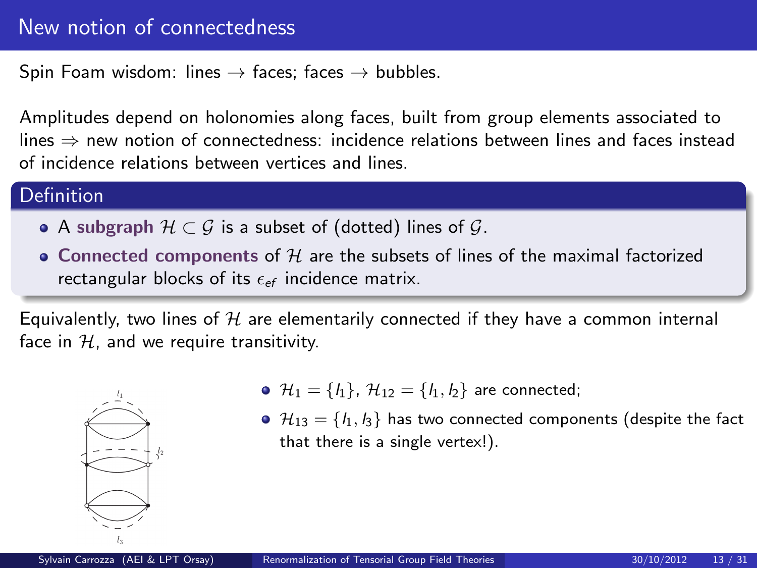# New notion of connectedness

Spin Foam wisdom: lines → faces; faces → bubbles.

Amplitudes depend on holonomies along faces, built from group elements associated to lines ⇒ new notion of connectedness: incidence relations between lines and faces instead of incidence relations between vertices and lines.

## Definition

- A **subgraph** $\mathcal{H} \subset \mathcal{G}$ is a subset of (dotted) lines of $\mathcal{G}$.
- **Connected components** of $\mathcal{H}$ are the subsets of lines of the maximal factorized rectangular blocks of its $\epsilon_{ef}$ incidence matrix.

Equivalently, two lines of $\mathcal{H}$ are elementarily connected if they have a common internal face in $\mathcal{H}$, and we require transitivity.

- $\mathcal{H}_1 = \{l_1\}$, $\mathcal{H}_{12} = \{l_1, l_2\}$ are connected;
- $\mathcal{H}_{13} = \{l_1, l_3\}$ has two connected components (despite the fact that there is a single vertex!).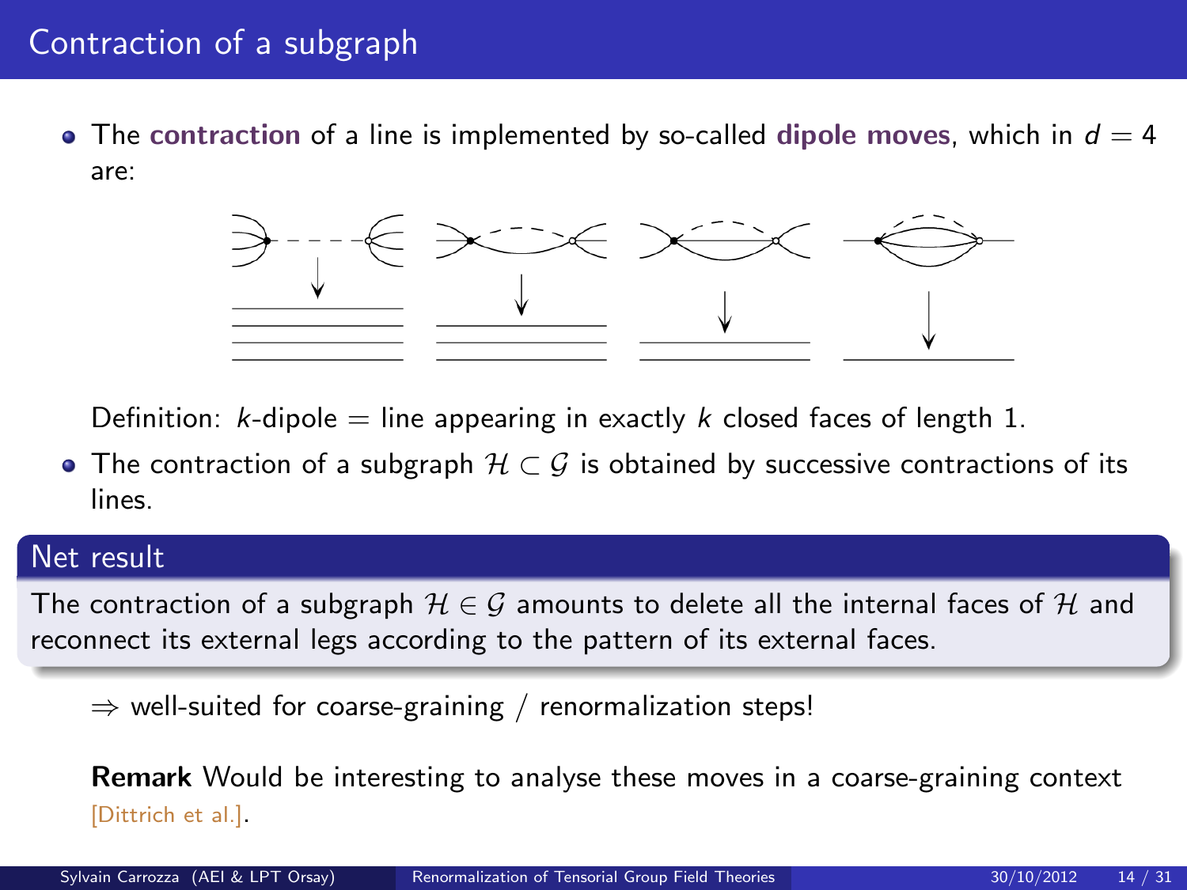# Contraction of a subgraph

- The **contraction** of a line is implemented by so-called **dipole moves**, which in $d = 4$ are:

  Definition: $k$-dipole = line appearing in exactly $k$ closed faces of length 1.

- The contraction of a subgraph $\mathcal{H} \subset \mathcal{G}$ is obtained by successive contractions of its lines.

## Net result

The contraction of a subgraph $\mathcal{H} \in \mathcal{G}$ amounts to delete all the internal faces of $\mathcal{H}$ and reconnect its external legs according to the pattern of its external faces.

$\Rightarrow$ well-suited for coarse-graining / renormalization steps!

**Remark** Would be interesting to analyse these moves in a coarse-graining context [Dittrich et al.].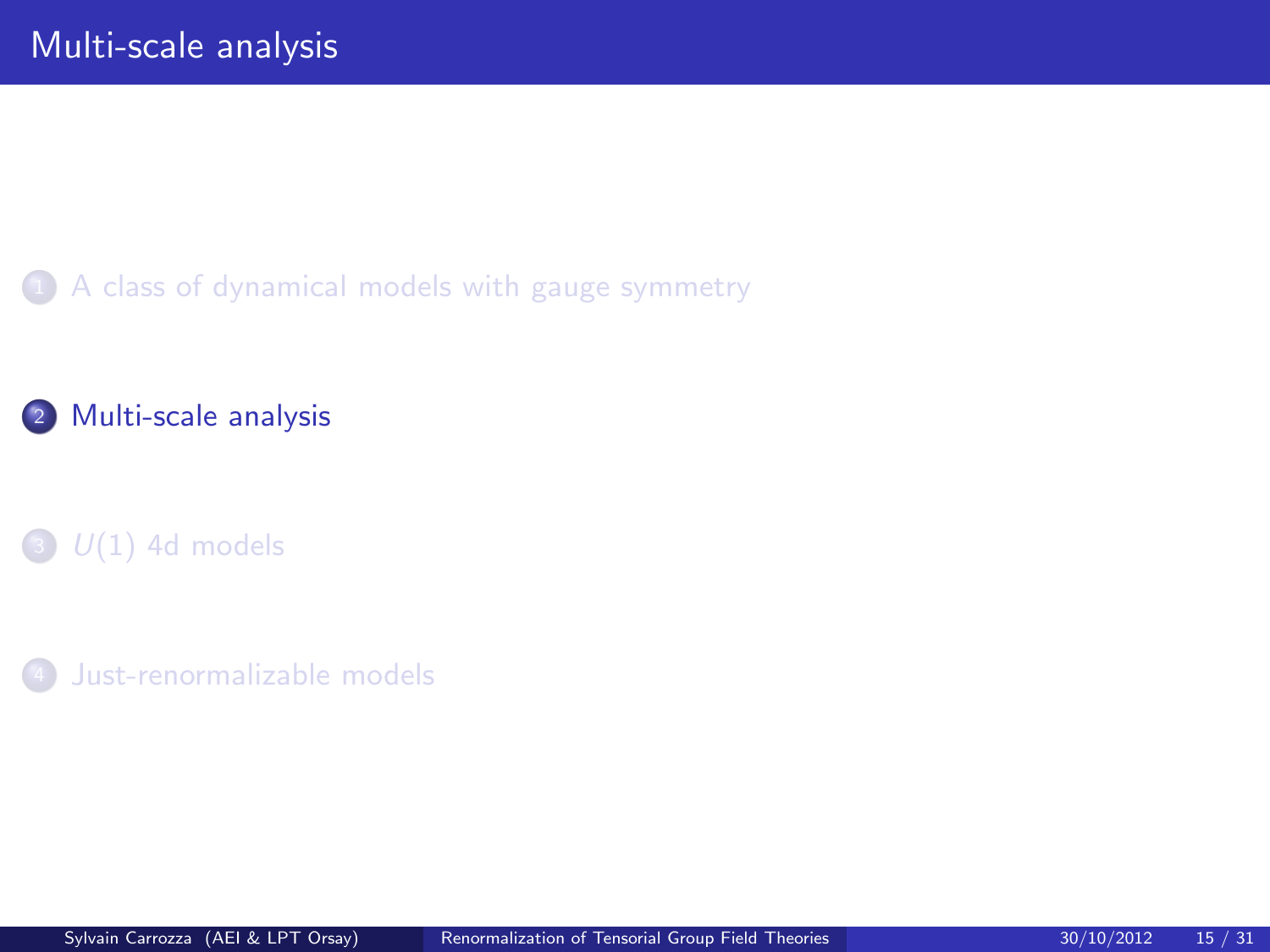# Multi-scale analysis

1. A class of dynamical models with gauge symmetry
2. Multi-scale analysis
3. $U(1)$ 4d models
4. Just-renormalizable models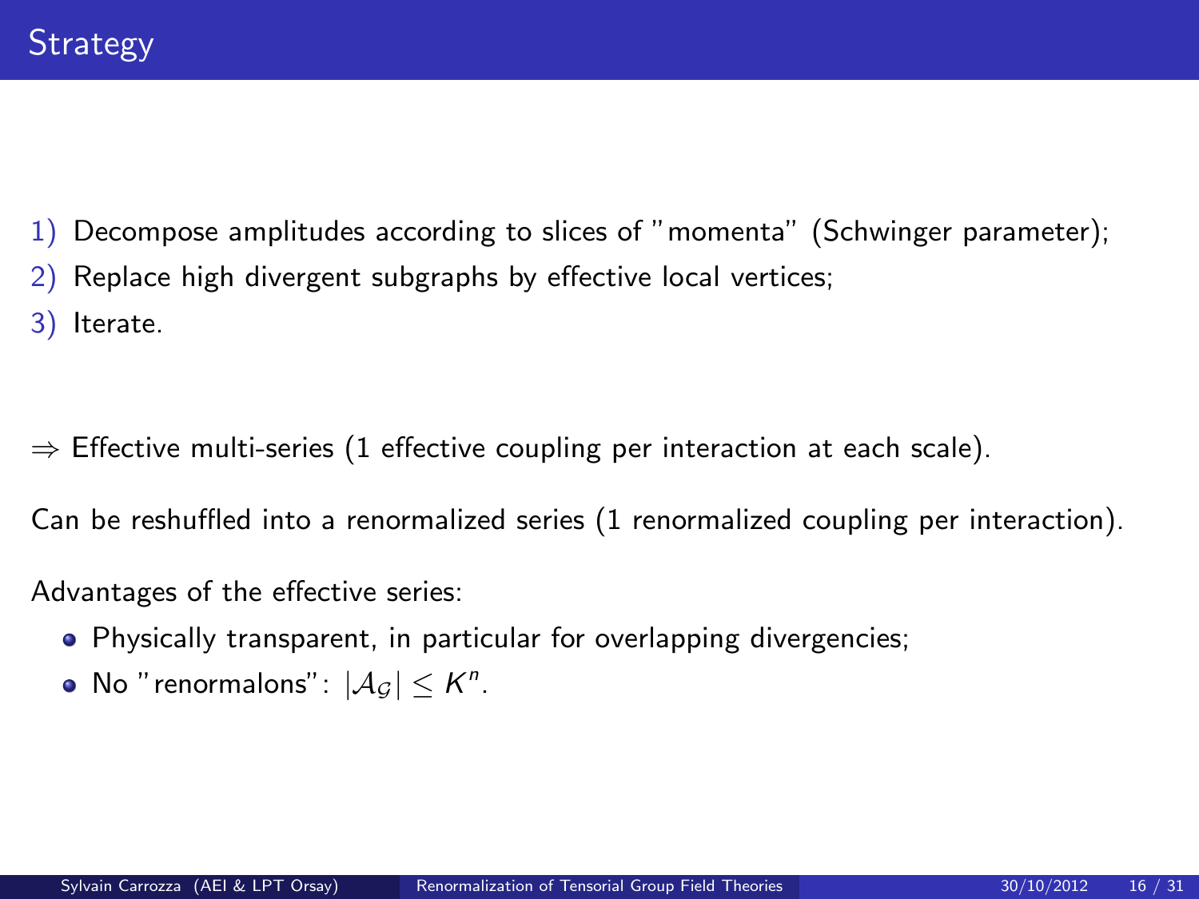# Strategy

1) Decompose amplitudes according to slices of "momenta" (Schwinger parameter);
2) Replace high divergent subgraphs by effective local vertices;
3) Iterate.

$\Rightarrow$ Effective multi-series (1 effective coupling per interaction at each scale).

Can be reshuffled into a renormalized series (1 renormalized coupling per interaction).

Advantages of the effective series:

- Physically transparent, in particular for overlapping divergencies;
- No "renormalons": $|\mathcal{A}_{\mathcal{G}}| \leq K^n$.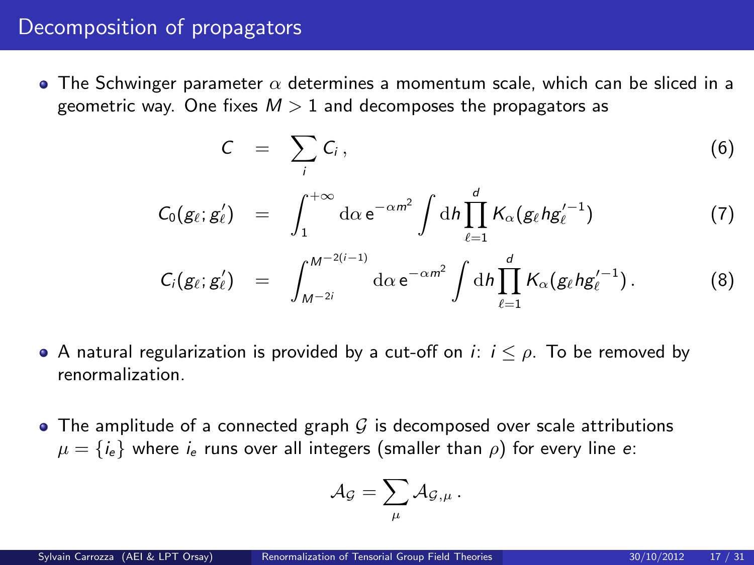# Decomposition of propagators

- The Schwinger parameter $\alpha$ determines a momentum scale, which can be sliced in a geometric way. One fixes $M > 1$ and decomposes the propagators as

$$
\begin{aligned}
C &= \sum_i C_i \,, & (6)\\
C_0(g_\ell; g'_\ell) &= \int_1^{+\infty} \mathrm{d}\alpha \, \mathrm{e}^{-\alpha m^2} \int \mathrm{d}h \prod_{\ell=1}^{d} K_\alpha(g_\ell h g_\ell'^{-1}) & (7)\\
C_i(g_\ell; g'_\ell) &= \int_{M^{-2i}}^{M^{-2(i-1)}} \mathrm{d}\alpha \, \mathrm{e}^{-\alpha m^2} \int \mathrm{d}h \prod_{\ell=1}^{d} K_\alpha(g_\ell h g_\ell'^{-1}) \,. & (8)
\end{aligned}
$$

- A natural regularization is provided by a cut-off on $i$: $i \leq \rho$. To be removed by renormalization.

- The amplitude of a connected graph $\mathcal{G}$ is decomposed over scale attributions $\mu = \{i_e\}$ where $i_e$ runs over all integers (smaller than $\rho$) for every line $e$:

$$
\mathcal{A}_{\mathcal{G}} = \sum_{\mu} \mathcal{A}_{\mathcal{G},\mu} \,.
$$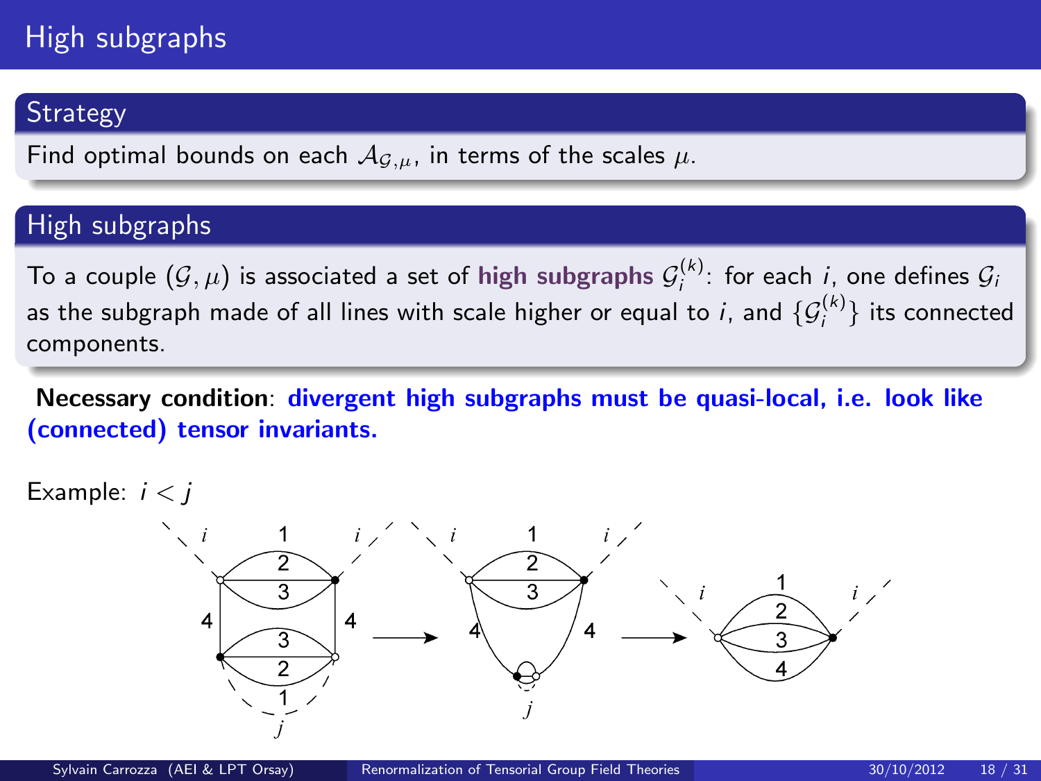# High subgraphs

## Strategy

Find optimal bounds on each $\mathcal{A}_{\mathcal{G},\mu}$, in terms of the scales $\mu$.

## High subgraphs

To a couple $(\mathcal{G}, \mu)$ is associated a set of **high subgraphs** $\mathcal{G}_i^{(k)}$: for each $i$, one defines $\mathcal{G}_i$ as the subgraph made of all lines with scale higher or equal to $i$, and $\{\mathcal{G}_i^{(k)}\}$ its connected components.

**Necessary condition**: **divergent high subgraphs must be quasi-local, i.e. look like (connected) tensor invariants.**

Example: $i < j$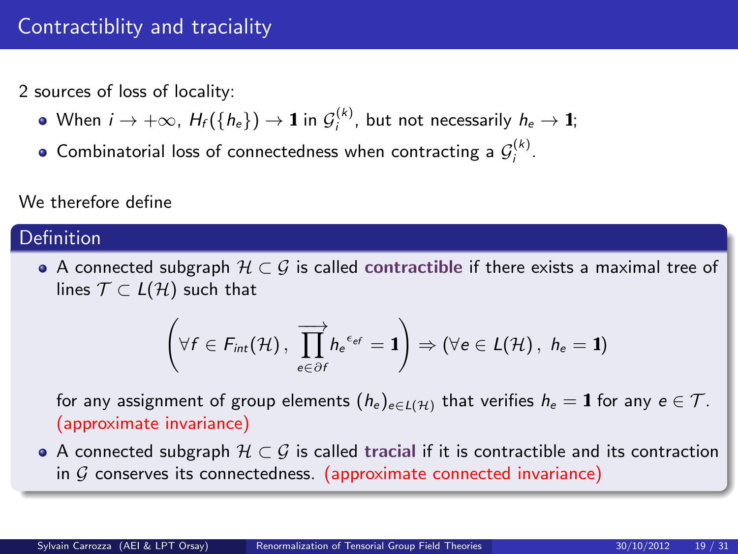# Contractiblity and traciality

2 sources of loss of locality:

- When $i \to +\infty$, $H_f(\{h_e\}) \to \mathbf{1}$ in $\mathcal{G}_i^{(k)}$, but not necessarily $h_e \to \mathbf{1}$;
- Combinatorial loss of connectedness when contracting a $\mathcal{G}_i^{(k)}$.

We therefore define

## Definition

- A connected subgraph $\mathcal{H} \subset \mathcal{G}$ is called **contractible** if there exists a maximal tree of lines $\mathcal{T} \subset L(\mathcal{H})$ such that

$$\left( \forall f \in F_{int}(\mathcal{H}) \,, \; \overrightarrow{\prod_{e \in \partial f}} {h_e}^{\epsilon_{ef}} = \mathbf{1} \right) \Rightarrow (\forall e \in L(\mathcal{H}) \,, \; h_e = \mathbf{1})$$

  for any assignment of group elements $(h_e)_{e \in L(\mathcal{H})}$ that verifies $h_e = \mathbf{1}$ for any $e \in \mathcal{T}$. (approximate invariance)

- A connected subgraph $\mathcal{H} \subset \mathcal{G}$ is called **tracial** if it is contractible and its contraction in $\mathcal{G}$ conserves its connectedness. (approximate connected invariance)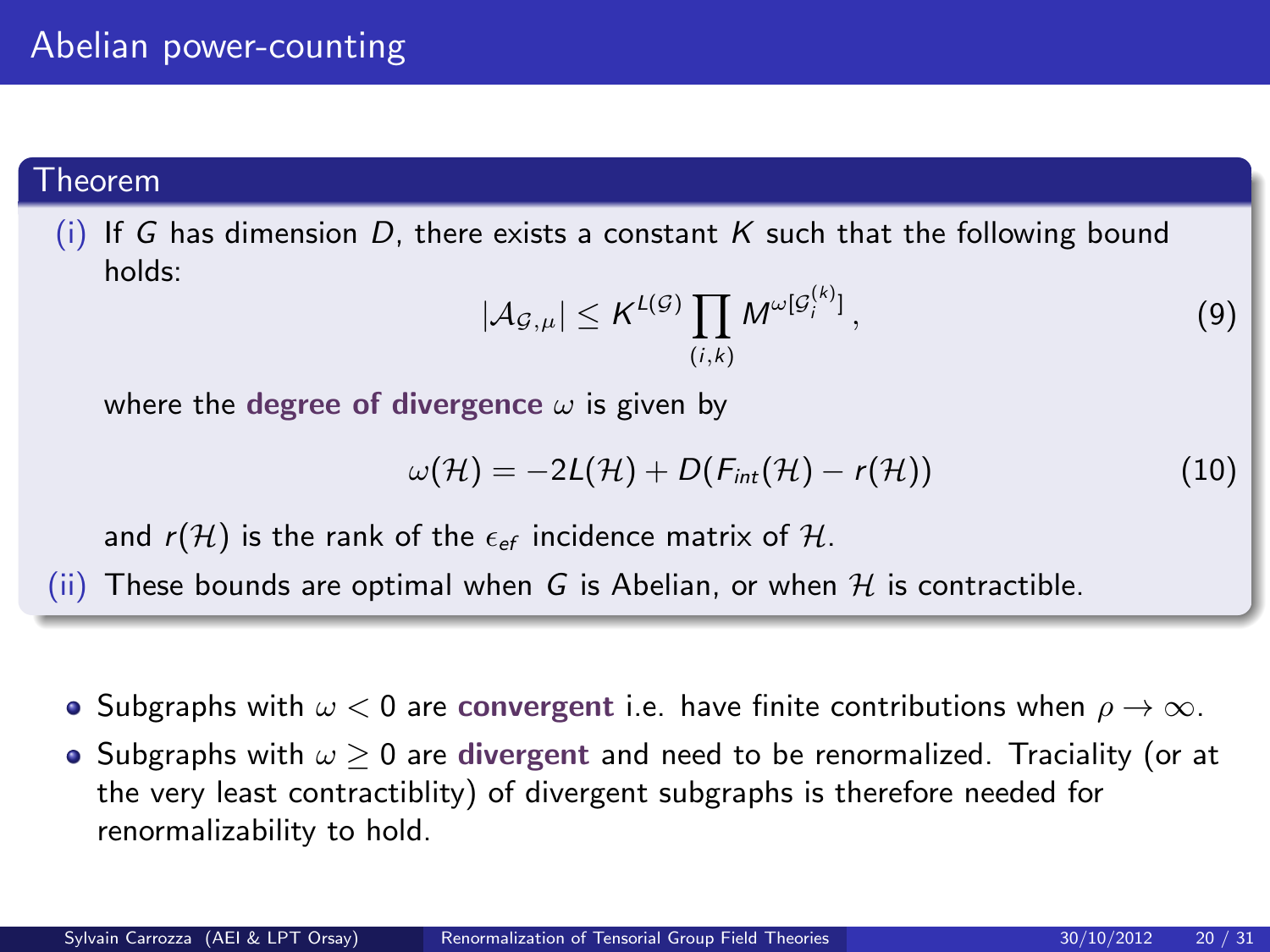# Abelian power-counting

**Theorem**

(i) If $G$ has dimension $D$, there exists a constant $K$ such that the following bound holds:

$$|\mathcal{A}_{\mathcal{G},\mu}| \leq K^{L(\mathcal{G})} \prod_{(i,k)} M^{\omega[\mathcal{G}_i^{(k)}]} , \tag{9}$$

where the **degree of divergence** $\omega$ is given by

$$\omega(\mathcal{H}) = -2L(\mathcal{H}) + D(F_{int}(\mathcal{H}) - r(\mathcal{H})) \tag{10}$$

and $r(\mathcal{H})$ is the rank of the $\epsilon_{ef}$ incidence matrix of $\mathcal{H}$.

(ii) These bounds are optimal when $G$ is Abelian, or when $\mathcal{H}$ is contractible.

- Subgraphs with $\omega < 0$ are **convergent** i.e. have finite contributions when $\rho \to \infty$.
- Subgraphs with $\omega \geq 0$ are **divergent** and need to be renormalized. Traciality (or at the very least contractiblity) of divergent subgraphs is therefore needed for renormalizability to hold.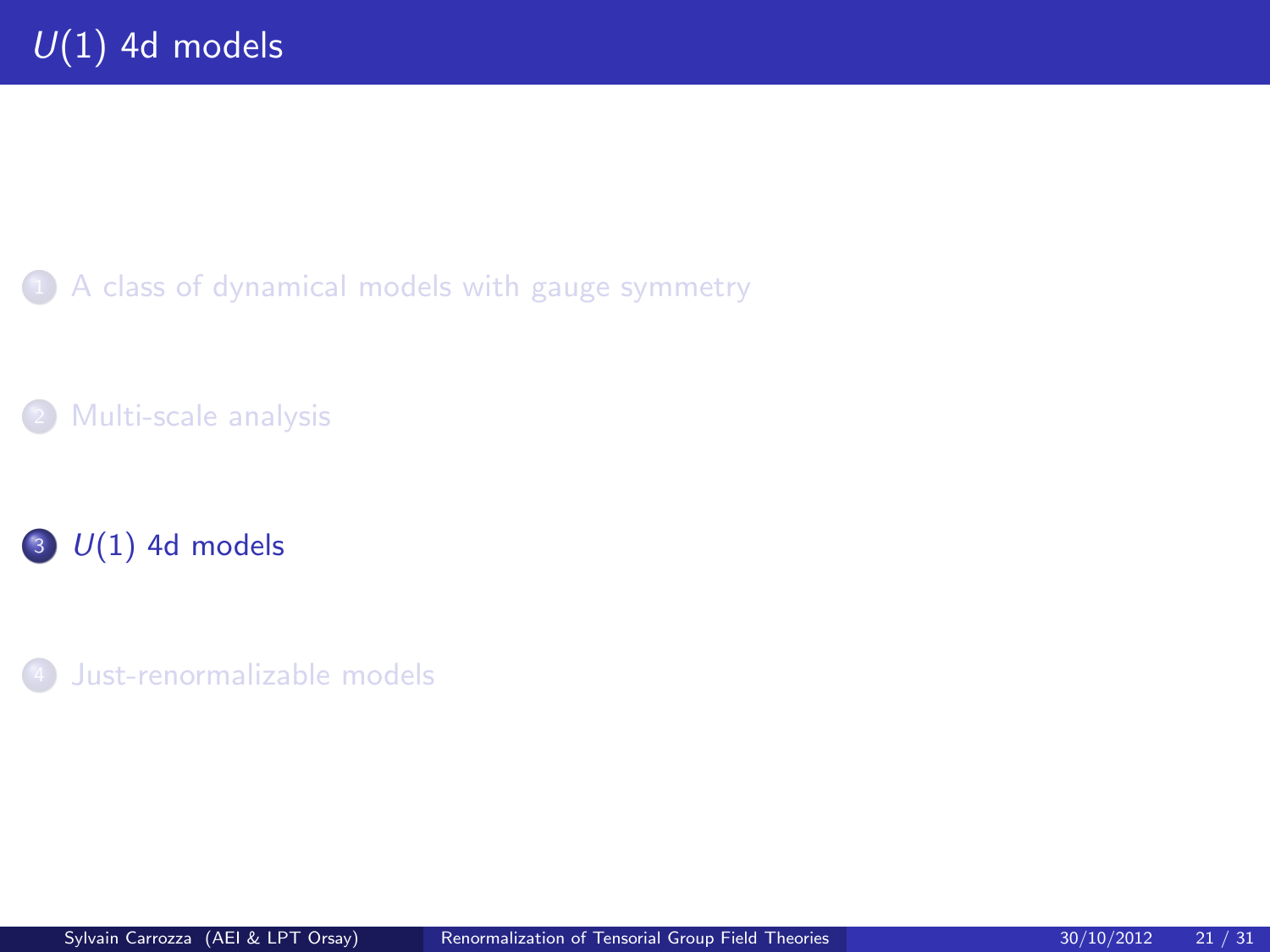# $U(1)$ 4d models

1. A class of dynamical models with gauge symmetry
2. Multi-scale analysis
3. $U(1)$ 4d models
4. Just-renormalizable models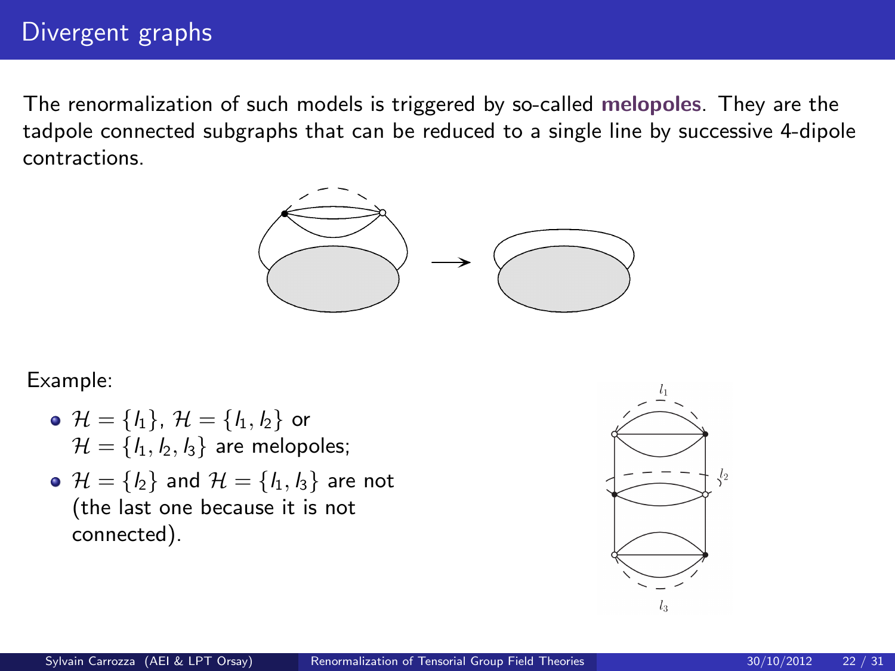## Divergent graphs

The renormalization of such models is triggered by so-called **melopoles**. They are the tadpole connected subgraphs that can be reduced to a single line by successive 4-dipole contractions.

Example:

- $\mathcal{H} = \{l_1\}$, $\mathcal{H} = \{l_1, l_2\}$ or $\mathcal{H} = \{l_1, l_2, l_3\}$ are melopoles;
- $\mathcal{H} = \{l_2\}$ and $\mathcal{H} = \{l_1, l_3\}$ are not (the last one because it is not connected).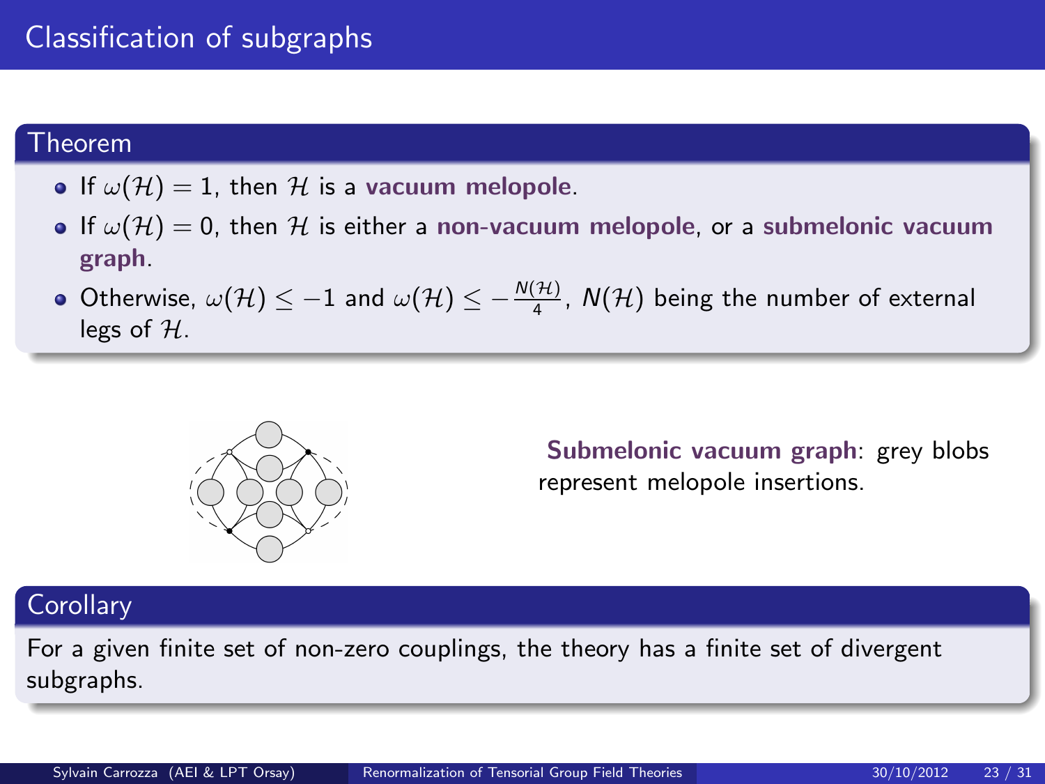# Classification of subgraphs

## Theorem

- If $\omega(\mathcal{H}) = 1$, then $\mathcal{H}$ is a **vacuum melopole**.
- If $\omega(\mathcal{H}) = 0$, then $\mathcal{H}$ is either a **non-vacuum melopole**, or a **submelonic vacuum graph**.
- Otherwise, $\omega(\mathcal{H}) \leq -1$ and $\omega(\mathcal{H}) \leq -\frac{N(\mathcal{H})}{4}$, $N(\mathcal{H})$ being the number of external legs of $\mathcal{H}$.

**Submelonic vacuum graph**: grey blobs represent melopole insertions.

## Corollary

For a given finite set of non-zero couplings, the theory has a finite set of divergent subgraphs.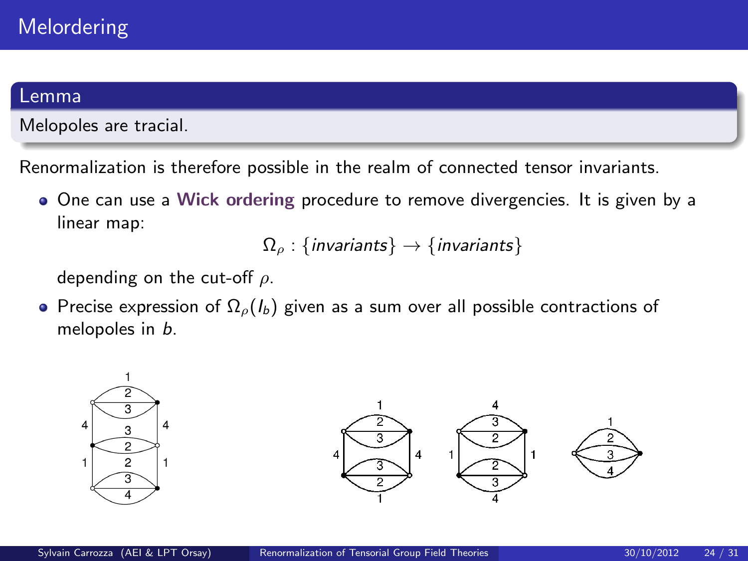# Melordering

**Lemma**

Melopoles are tracial.

Renormalization is therefore possible in the realm of connected tensor invariants.

- One can use a **Wick ordering** procedure to remove divergencies. It is given by a linear map:

$$\Omega_\rho : \{invariants\} \to \{invariants\}$$

  depending on the cut-off $\rho$.

- Precise expression of $\Omega_\rho(I_b)$ given as a sum over all possible contractions of melopoles in $b$.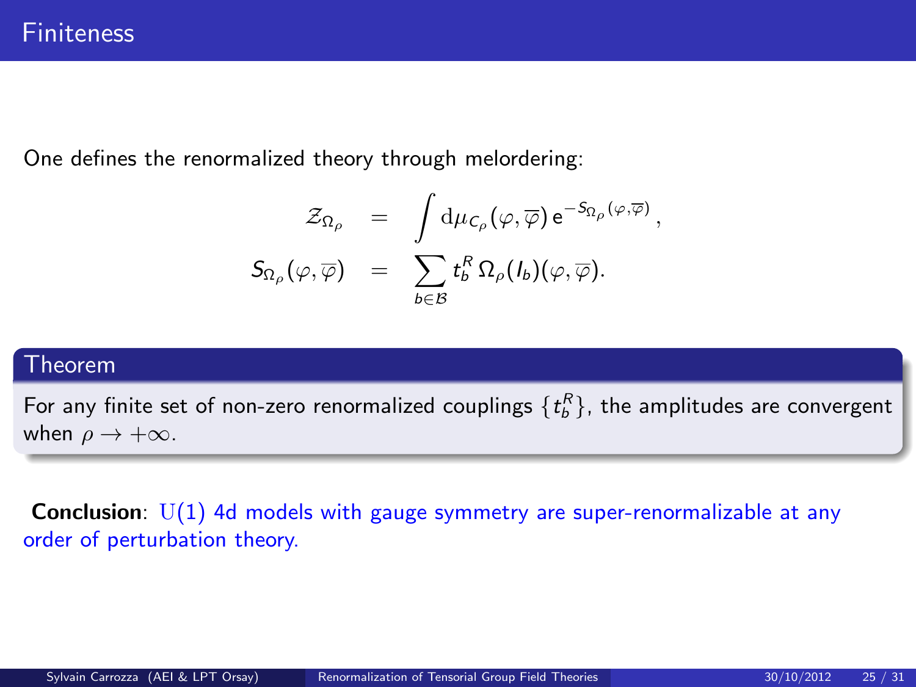# Finiteness

One defines the renormalized theory through melordering:

$$
\begin{aligned}
\mathcal{Z}_{\Omega_\rho} &= \int \mathrm{d}\mu_{C_\rho}(\varphi, \overline{\varphi})\, \mathrm{e}^{-S_{\Omega_\rho}(\varphi, \overline{\varphi})}\,, \\
S_{\Omega_\rho}(\varphi, \overline{\varphi}) &= \sum_{b \in \mathcal{B}} t_b^R\, \Omega_\rho(I_b)(\varphi, \overline{\varphi}).
\end{aligned}
$$

**Theorem**

For any finite set of non-zero renormalized couplings $\{t_b^R\}$, the amplitudes are convergent when $\rho \to +\infty$.

**Conclusion**: $\mathrm{U}(1)$ 4d models with gauge symmetry are super-renormalizable at any order of perturbation theory.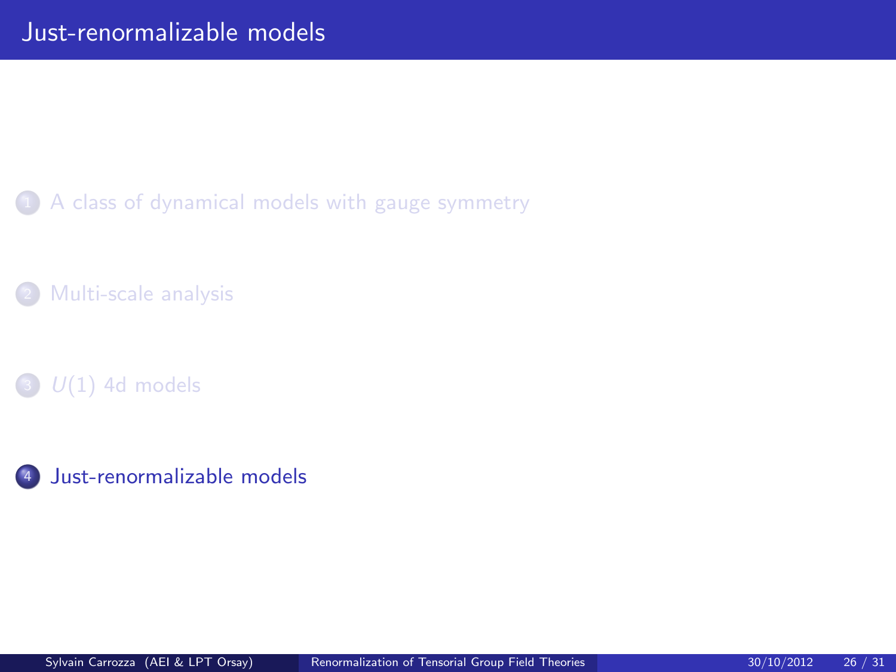# Just-renormalizable models

1. A class of dynamical models with gauge symmetry
2. Multi-scale analysis
3. $U(1)$ 4d models
4. **Just-renormalizable models**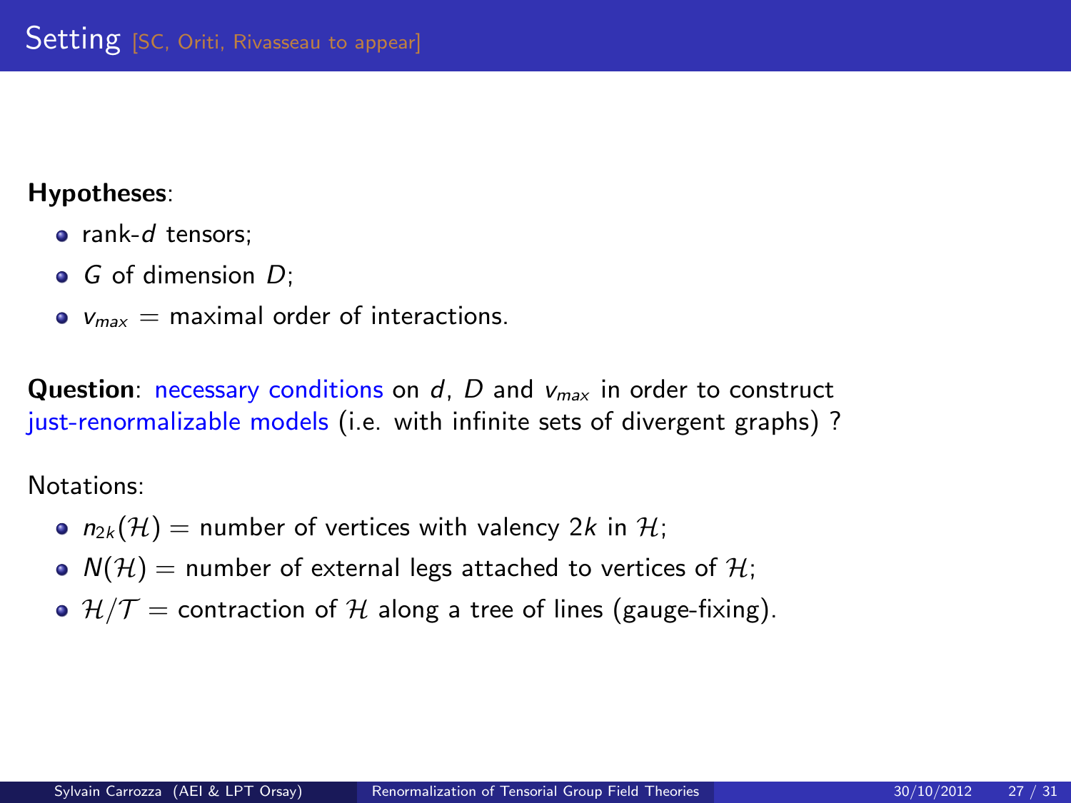# Setting [SC, Oriti, Rivasseau to appear]

**Hypotheses**:

- rank-$d$ tensors;
- $G$ of dimension $D$;
- $v_{max}$ = maximal order of interactions.

**Question**: necessary conditions on $d$, $D$ and $v_{max}$ in order to construct just-renormalizable models (i.e. with infinite sets of divergent graphs) ?

Notations:

- $n_{2k}(\mathcal{H})$ = number of vertices with valency $2k$ in $\mathcal{H}$;
- $N(\mathcal{H})$ = number of external legs attached to vertices of $\mathcal{H}$;
- $\mathcal{H}/\mathcal{T}$ = contraction of $\mathcal{H}$ along a tree of lines (gauge-fixing).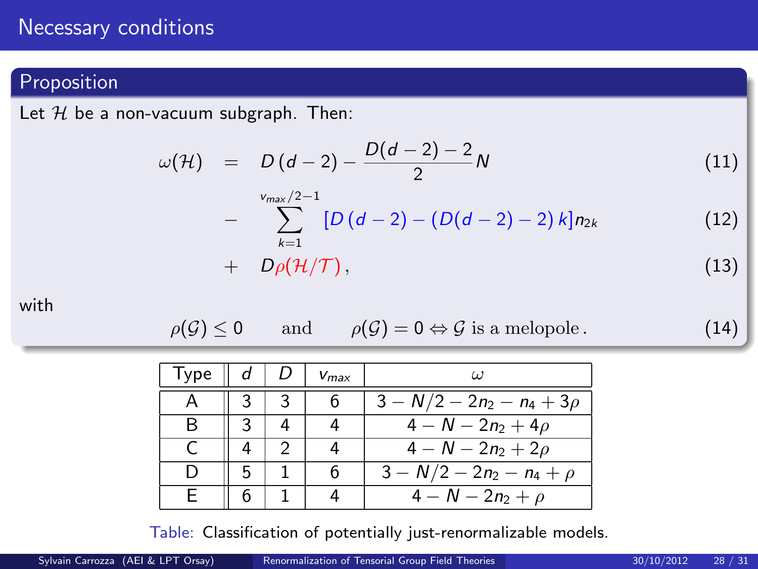# Necessary conditions

## Proposition

Let $\mathcal{H}$ be a non-vacuum subgraph. Then:

$$\omega(\mathcal{H}) = D\,(d-2) - \frac{D(d-2)-2}{2} N \tag{11}$$

$$- \sum_{k=1}^{v_{max}/2-1} \left[D\,(d-2) - (D(d-2)-2)\,k\right] n_{2k} \tag{12}$$

$$+ \quad D\rho(\mathcal{H}/\mathcal{T})\,, \tag{13}$$

with

$$\rho(\mathcal{G}) \leq 0 \qquad \text{and} \qquad \rho(\mathcal{G}) = 0 \Leftrightarrow \mathcal{G} \text{ is a melopole}\,. \tag{14}$$

| Type | $d$ | $D$ | $v_{max}$ | $\omega$ |
|---|---|---|---|---|
| A | 3 | 3 | 6 | $3 - N/2 - 2n_2 - n_4 + 3\rho$ |
| B | 3 | 4 | 4 | $4 - N - 2n_2 + 4\rho$ |
| C | 4 | 2 | 4 | $4 - N - 2n_2 + 2\rho$ |
| D | 5 | 1 | 6 | $3 - N/2 - 2n_2 - n_4 + \rho$ |
| E | 6 | 1 | 4 | $4 - N - 2n_2 + \rho$ |

Table: Classification of potentially just-renormalizable models.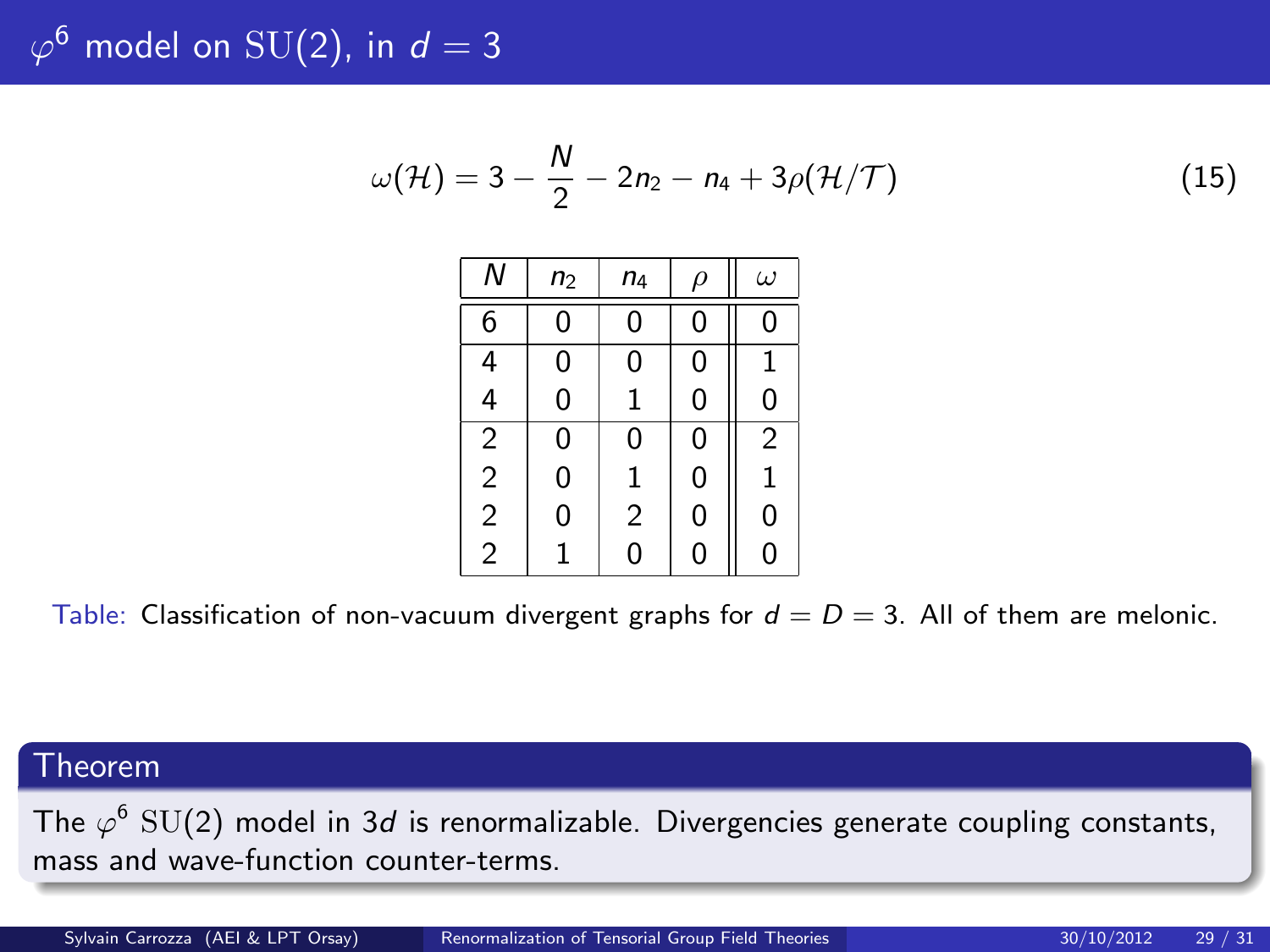# $\varphi^6$ model on $\mathrm{SU}(2)$, in $d = 3$

$$\omega(\mathcal{H}) = 3 - \frac{N}{2} - 2n_2 - n_4 + 3\rho(\mathcal{H}/\mathcal{T}) \tag{15}$$

| $N$ | $n_2$ | $n_4$ | $\rho$ | $\omega$ |
|---|---|---|---|---|
| 6 | 0 | 0 | 0 | 0 |
| 4 | 0 | 0 | 0 | 1 |
| 4 | 0 | 1 | 0 | 0 |
| 2 | 0 | 0 | 0 | 2 |
| 2 | 0 | 1 | 0 | 1 |
| 2 | 0 | 2 | 0 | 0 |
| 2 | 1 | 0 | 0 | 0 |

Table: Classification of non-vacuum divergent graphs for $d = D = 3$. All of them are melonic.

**Theorem**

The $\varphi^6$ $\mathrm{SU}(2)$ model in $3d$ is renormalizable. Divergencies generate coupling constants, mass and wave-function counter-terms.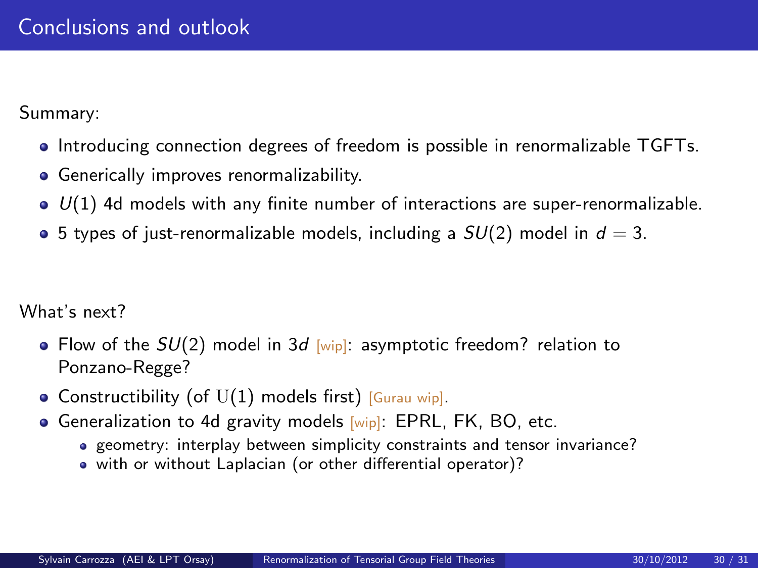# Conclusions and outlook

Summary:

- Introducing connection degrees of freedom is possible in renormalizable TGFTs.
- Generically improves renormalizability.
- $U(1)$ 4d models with any finite number of interactions are super-renormalizable.
- 5 types of just-renormalizable models, including a $SU(2)$ model in $d = 3$.

What's next?

- Flow of the $SU(2)$ model in $3d$ [wip]: asymptotic freedom? relation to Ponzano-Regge?
- Constructibility (of $\mathrm{U}(1)$ models first) [Gurau wip].
- Generalization to 4d gravity models [wip]: EPRL, FK, BO, etc.
  - geometry: interplay between simplicity constraints and tensor invariance?
  - with or without Laplacian (or other differential operator)?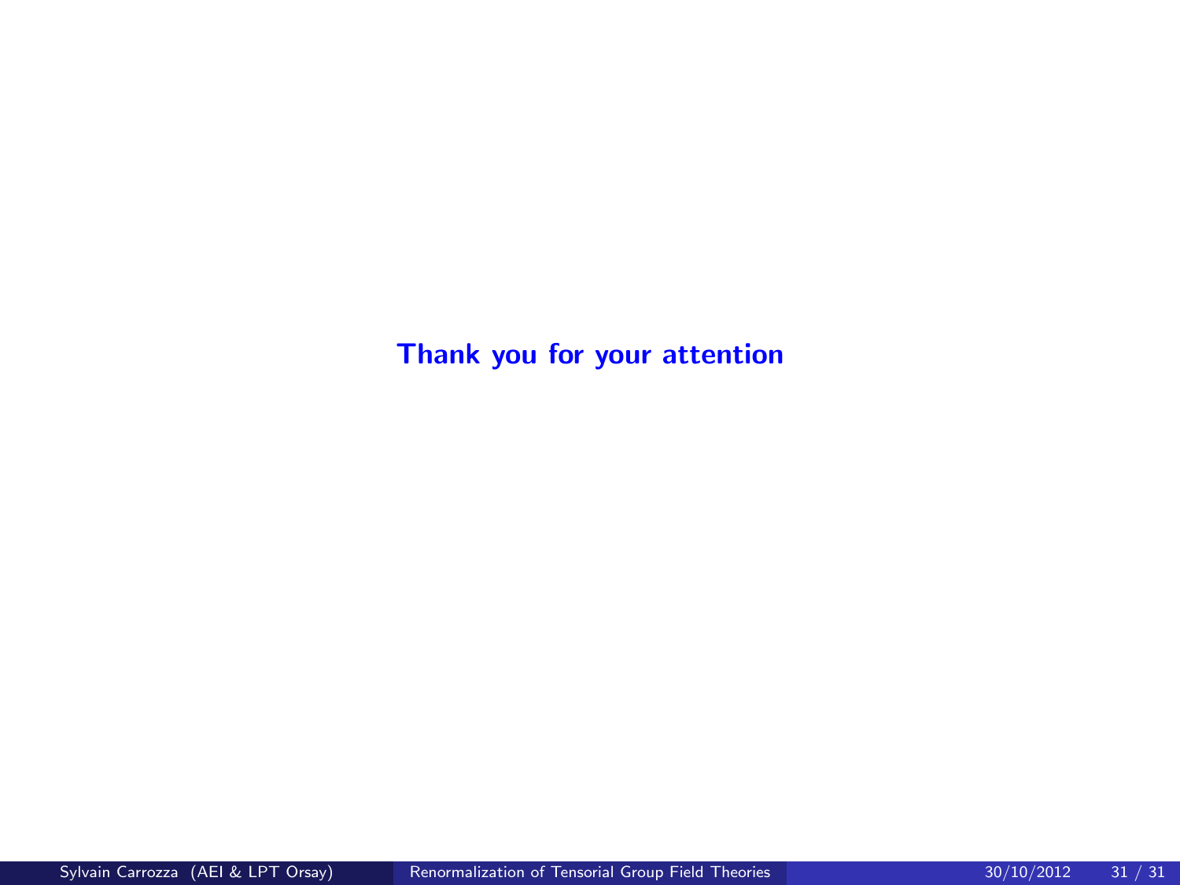**Thank you for your attention**